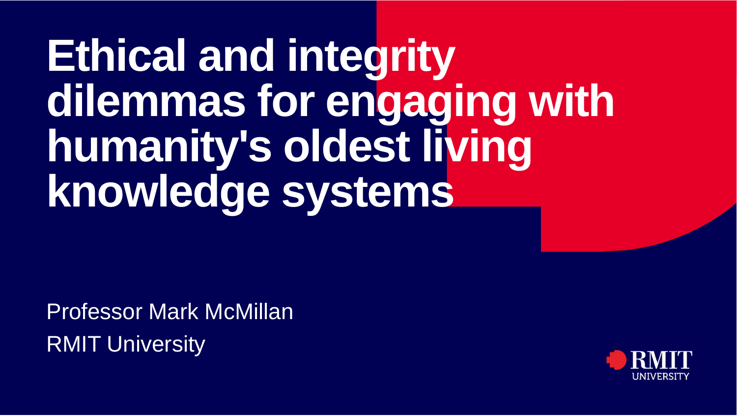# Ethical and integrity dilemmas for engaging with humanity's oldest living knowledge systems

Professor Mark McMillan

RMIT University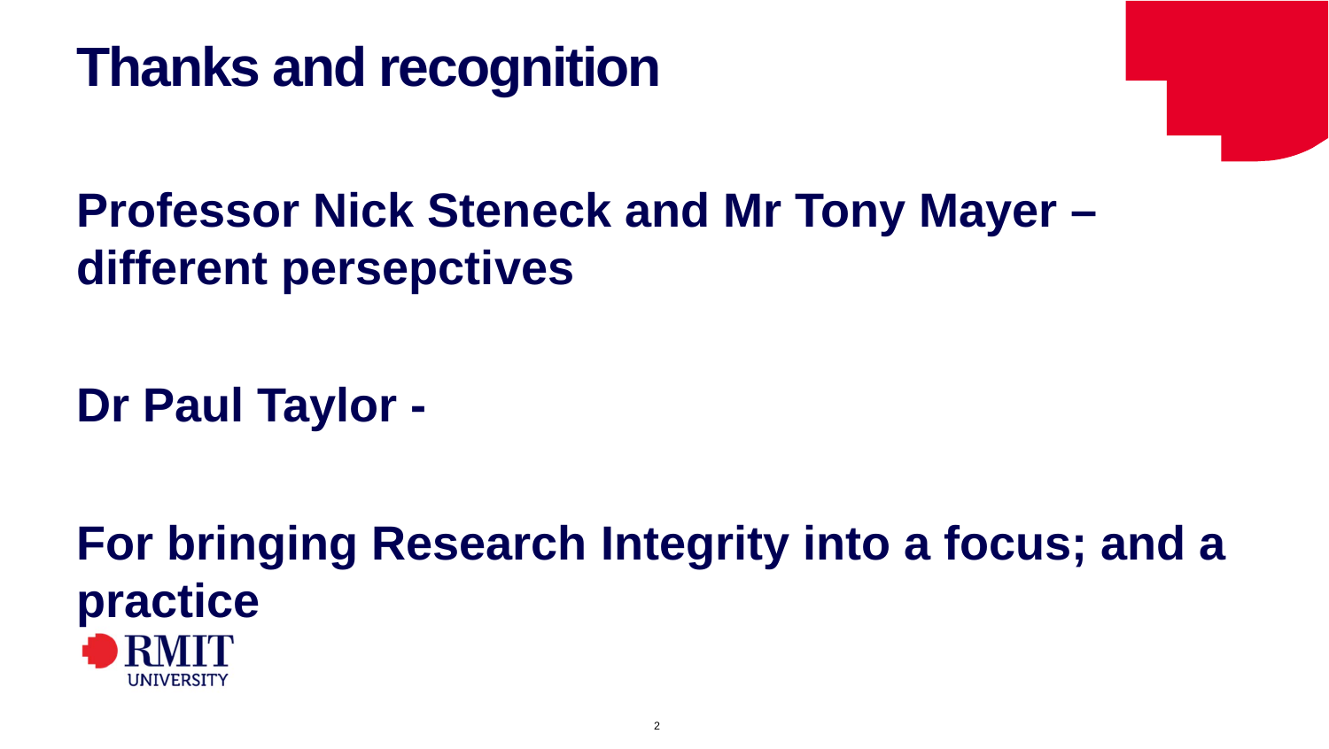# Thanks and recognition

**Professor Nick Steneck and Mr Tony Mayer – different persepctives**

**Dr Paul Taylor -**

**For bringing Research Integrity into a focus; and a practice**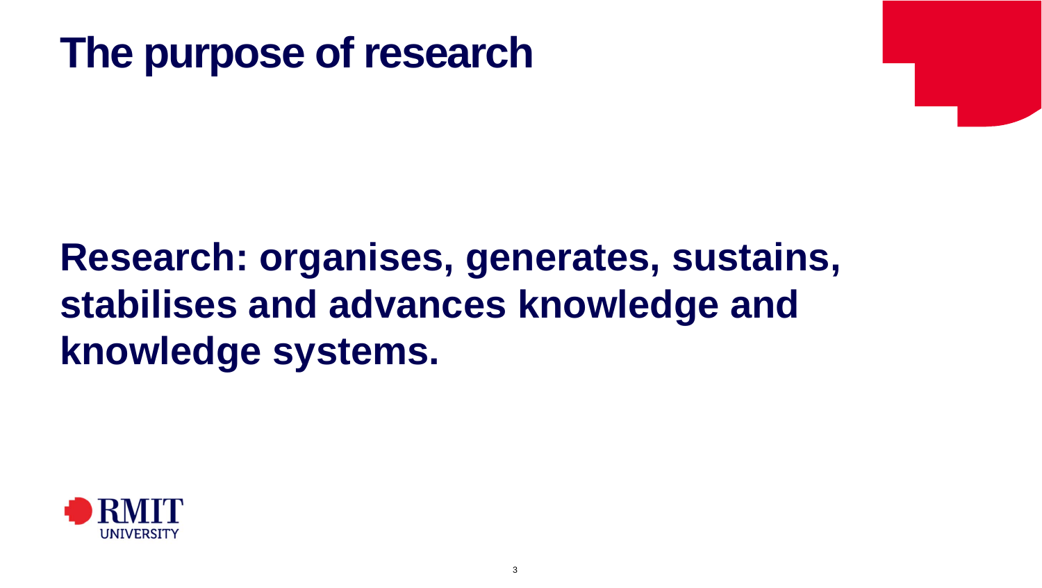# The purpose of research

**Research: organises, generates, sustains, stabilises and advances knowledge and knowledge systems.**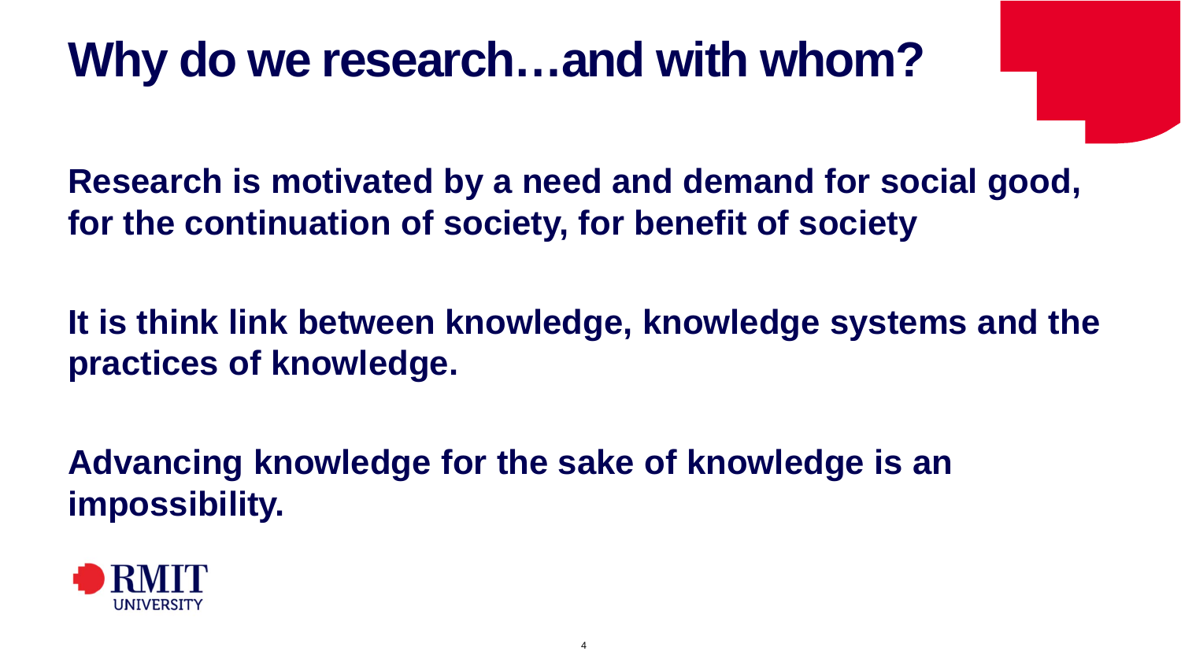# Why do we research…and with whom?

**Research is motivated by a need and demand for social good, for the continuation of society, for benefit of society**

**It is think link between knowledge, knowledge systems and the practices of knowledge.**

**Advancing knowledge for the sake of knowledge is an impossibility.**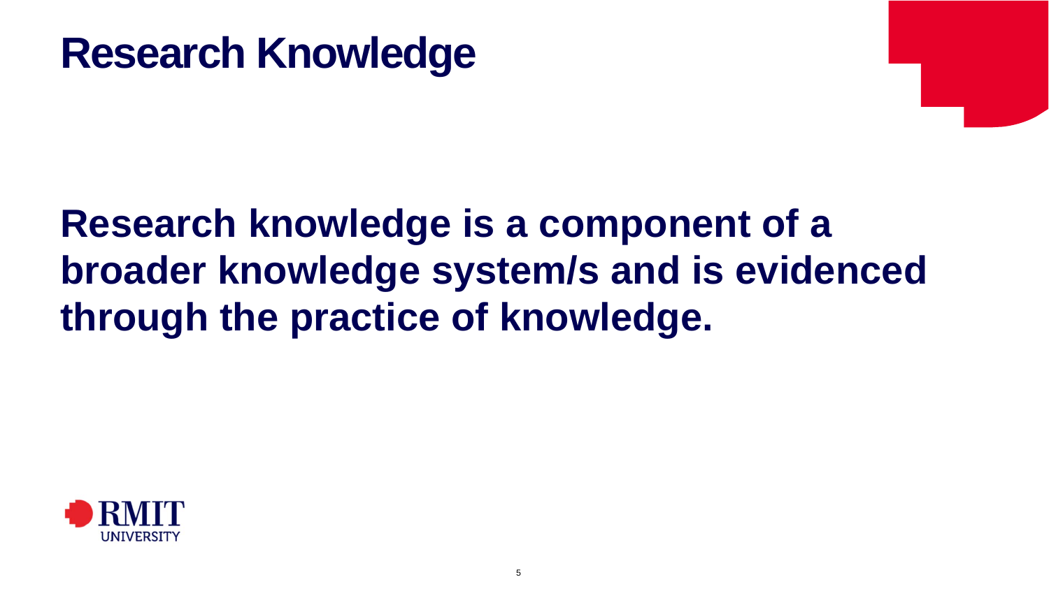# Research Knowledge

**Research knowledge is a component of a broader knowledge system/s and is evidenced through the practice of knowledge.**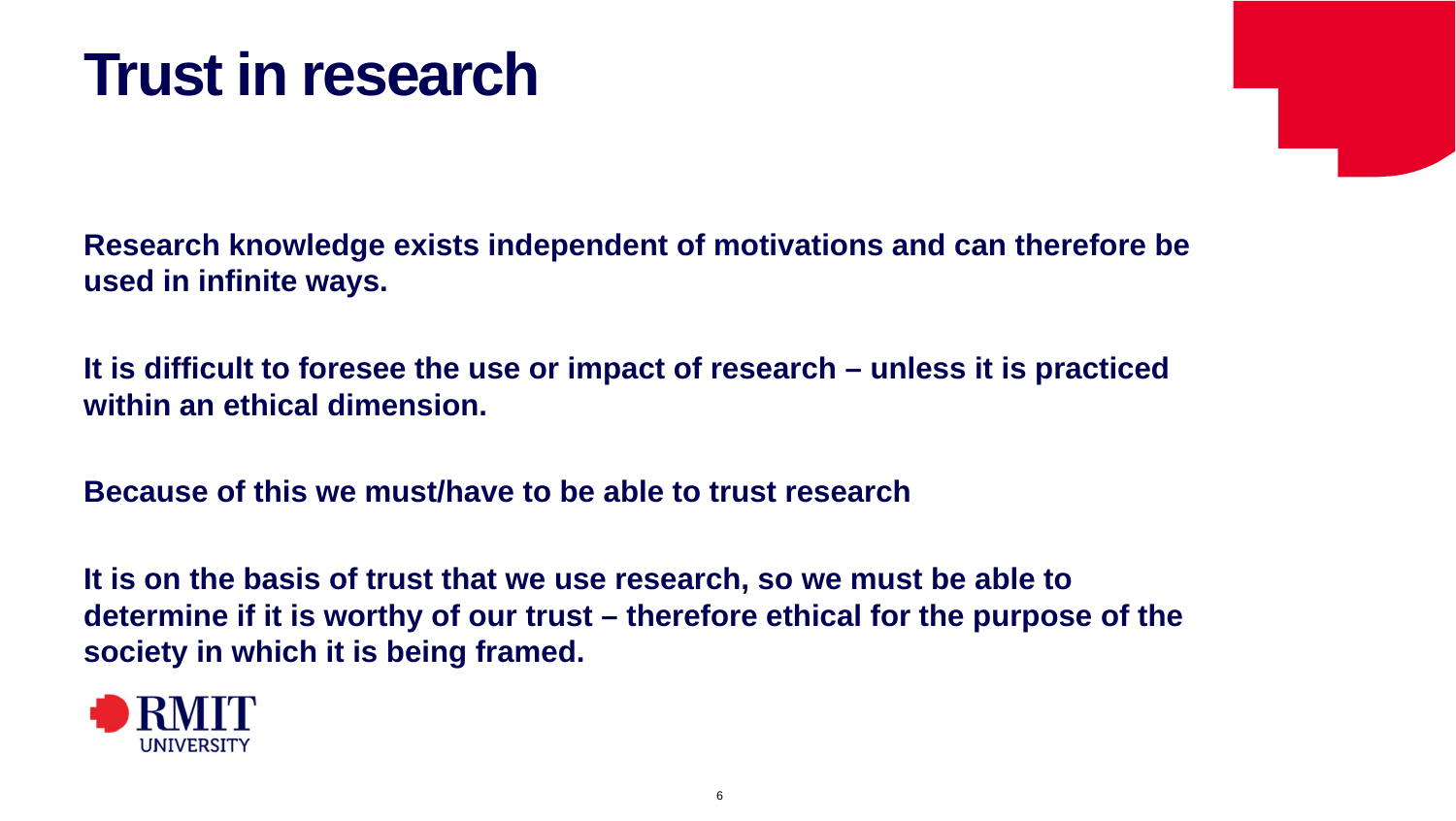# Trust in research

**Research knowledge exists independent of motivations and can therefore be used in infinite ways.**

**It is difficult to foresee the use or impact of research – unless it is practiced within an ethical dimension.**

**Because of this we must/have to be able to trust research**

**It is on the basis of trust that we use research, so we must be able to determine if it is worthy of our trust – therefore ethical for the purpose of the society in which it is being framed.**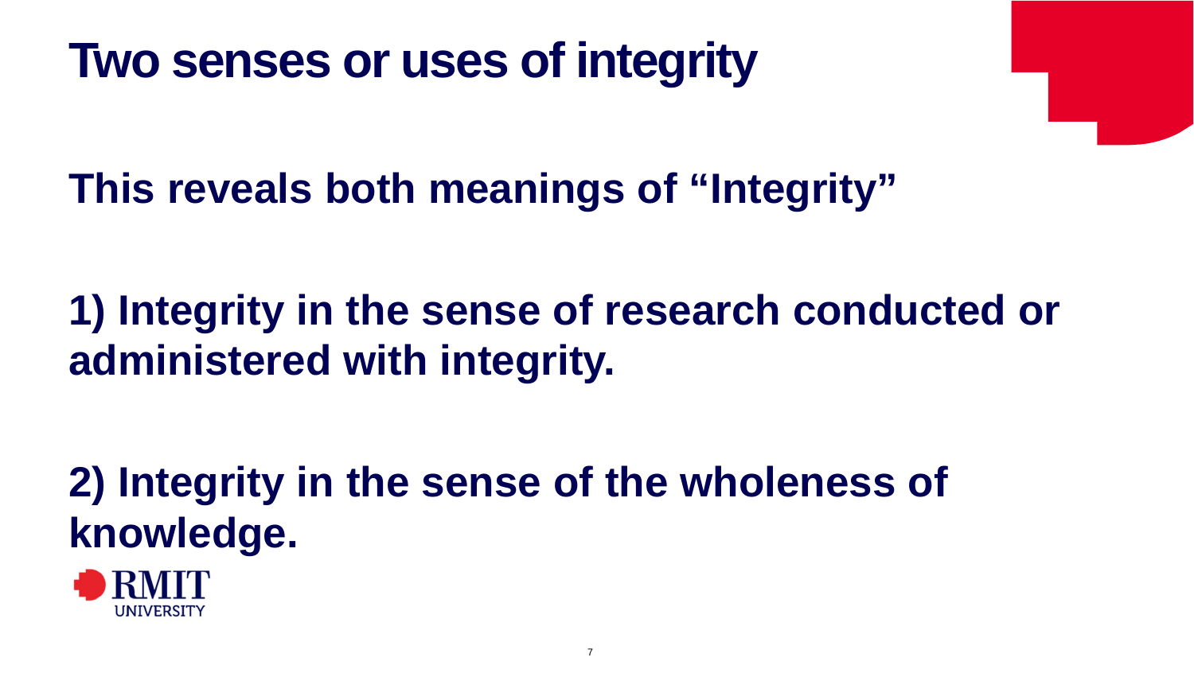# Two senses or uses of integrity

**This reveals both meanings of “Integrity”**

**1) Integrity in the sense of research conducted or administered with integrity.**

**2) Integrity in the sense of the wholeness of knowledge.**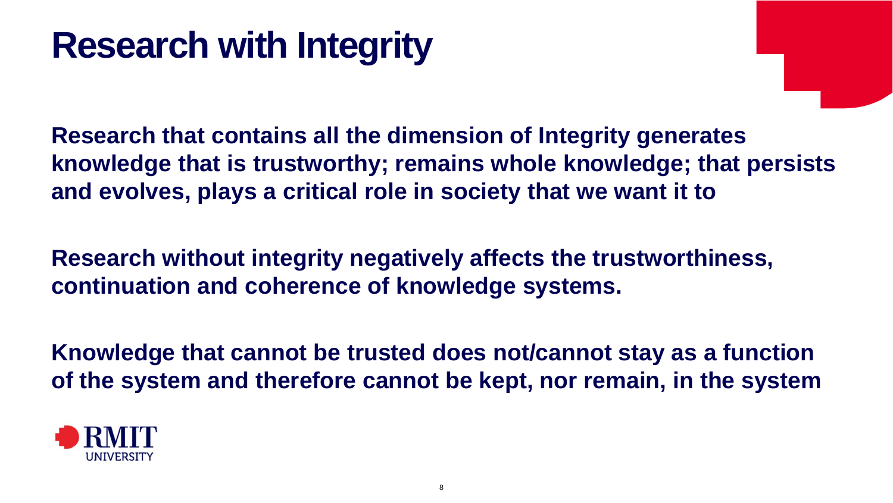# Research with Integrity

**Research that contains all the dimension of Integrity generates knowledge that is trustworthy; remains whole knowledge; that persists and evolves, plays a critical role in society that we want it to**

**Research without integrity negatively affects the trustworthiness, continuation and coherence of knowledge systems.**

**Knowledge that cannot be trusted does not/cannot stay as a function of the system and therefore cannot be kept, nor remain, in the system**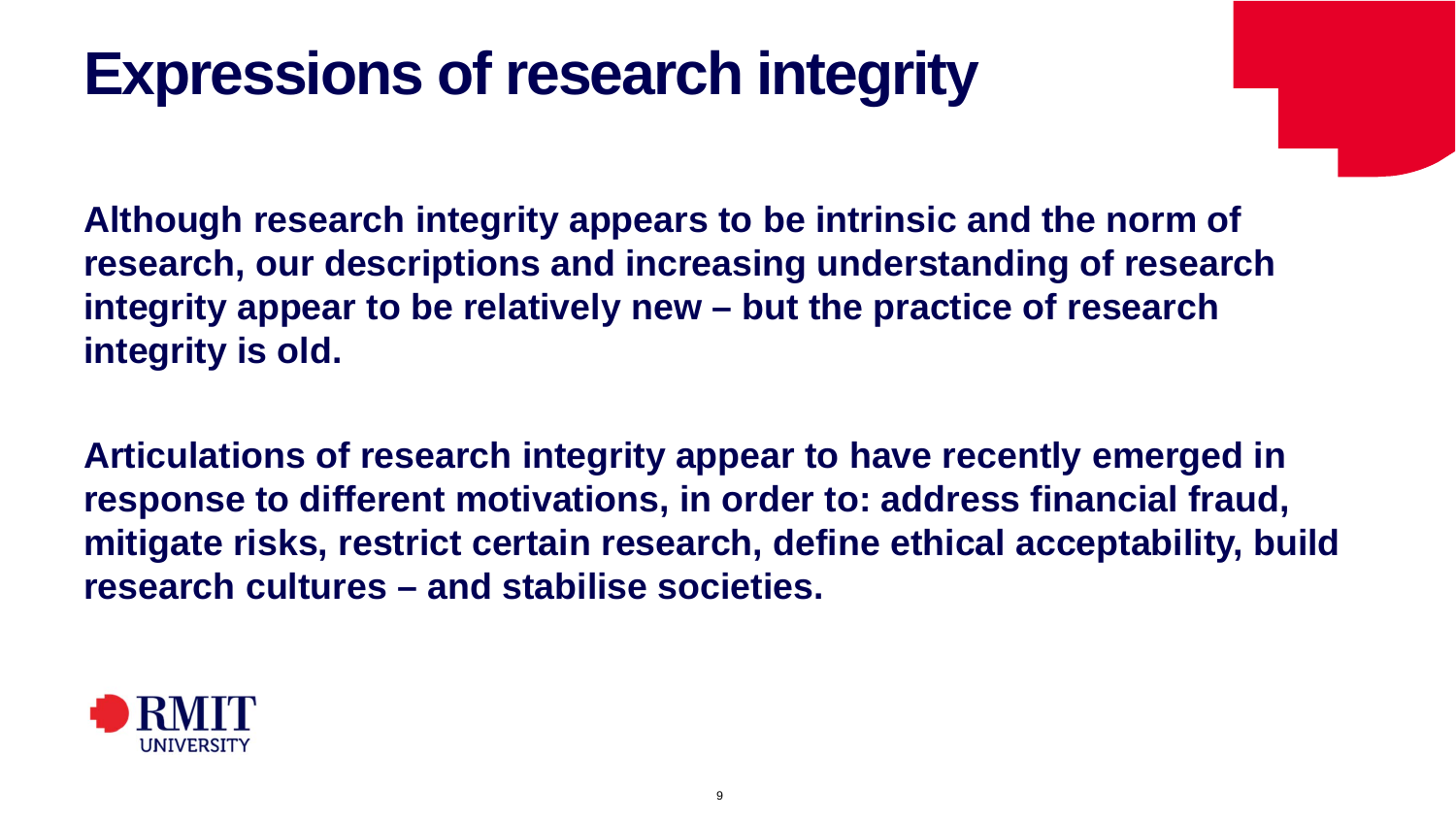# Expressions of research integrity

**Although research integrity appears to be intrinsic and the norm of research, our descriptions and increasing understanding of research integrity appear to be relatively new – but the practice of research integrity is old.**

**Articulations of research integrity appear to have recently emerged in response to different motivations, in order to: address financial fraud, mitigate risks, restrict certain research, define ethical acceptability, build research cultures – and stabilise societies.**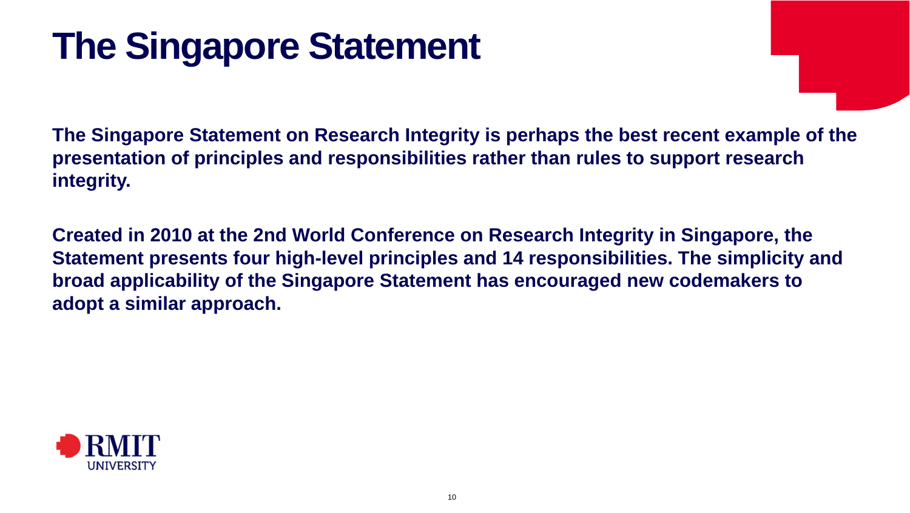# The Singapore Statement

**The Singapore Statement on Research Integrity is perhaps the best recent example of the presentation of principles and responsibilities rather than rules to support research integrity.**

**Created in 2010 at the 2nd World Conference on Research Integrity in Singapore, the Statement presents four high-level principles and 14 responsibilities. The simplicity and broad applicability of the Singapore Statement has encouraged new codemakers to adopt a similar approach.**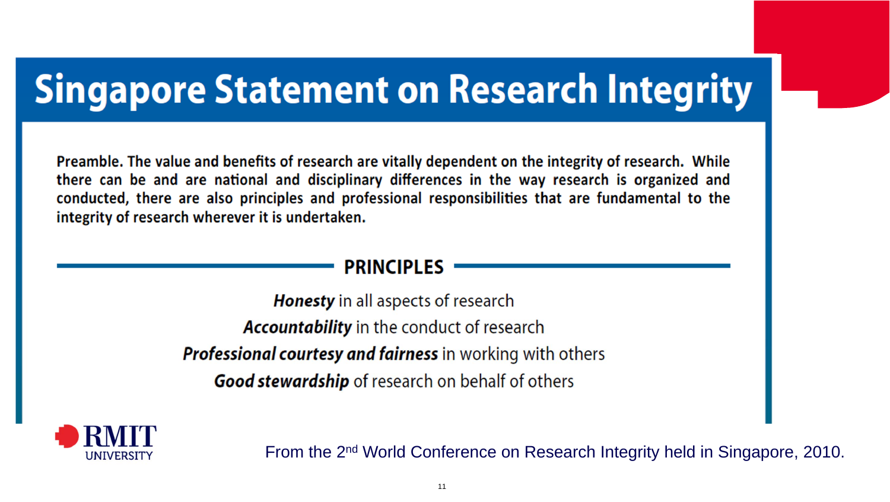# Singapore Statement on Research Integrity

**Preamble. The value and benefits of research are vitally dependent on the integrity of research. While there can be and are national and disciplinary differences in the way research is organized and conducted, there are also principles and professional responsibilities that are fundamental to the integrity of research wherever it is undertaken.**

## PRINCIPLES

***Honesty*** in all aspects of research

***Accountability*** in the conduct of research

***Professional courtesy and fairness*** in working with others

***Good stewardship*** of research on behalf of others

From the 2nd World Conference on Research Integrity held in Singapore, 2010.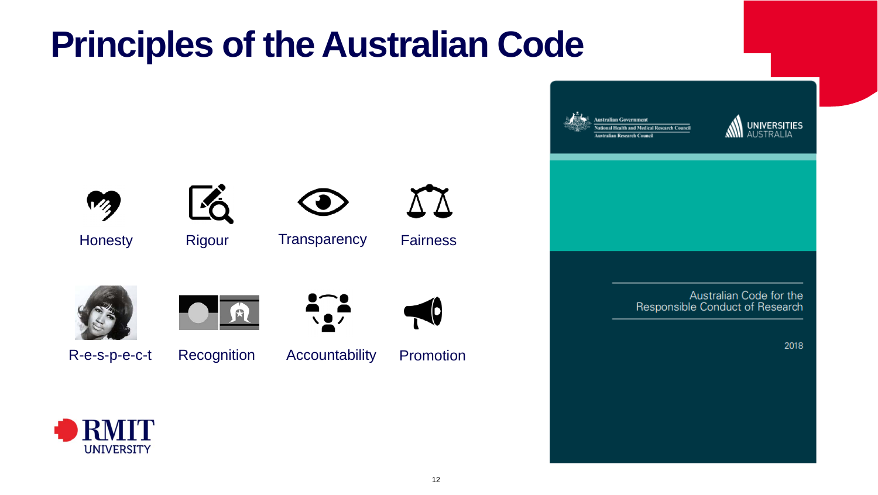# Principles of the Australian Code

- Honesty
- Rigour
- Transparency
- Fairness
- R-e-s-p-e-c-t
- Recognition
- Accountability
- Promotion

Australian Code for the Responsible Conduct of Research

2018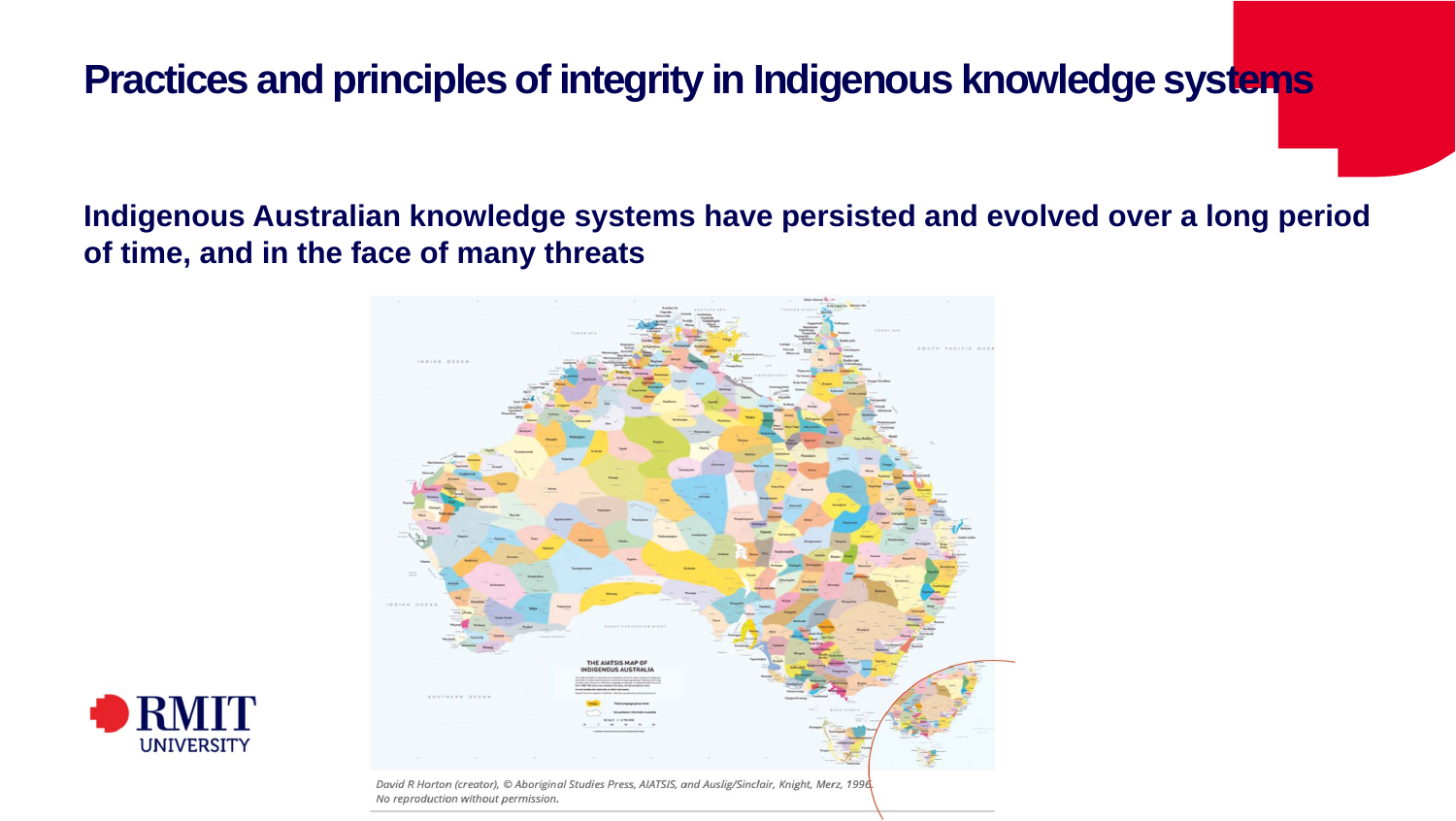# Practices and principles of integrity in Indigenous knowledge systems

**Indigenous Australian knowledge systems have persisted and evolved over a long period of time, and in the face of many threats**

*David R Horton (creator), © Aboriginal Studies Press, AIATSIS, and Auslig/Sinclair, Knight, Merz, 1996. No reproduction without permission.*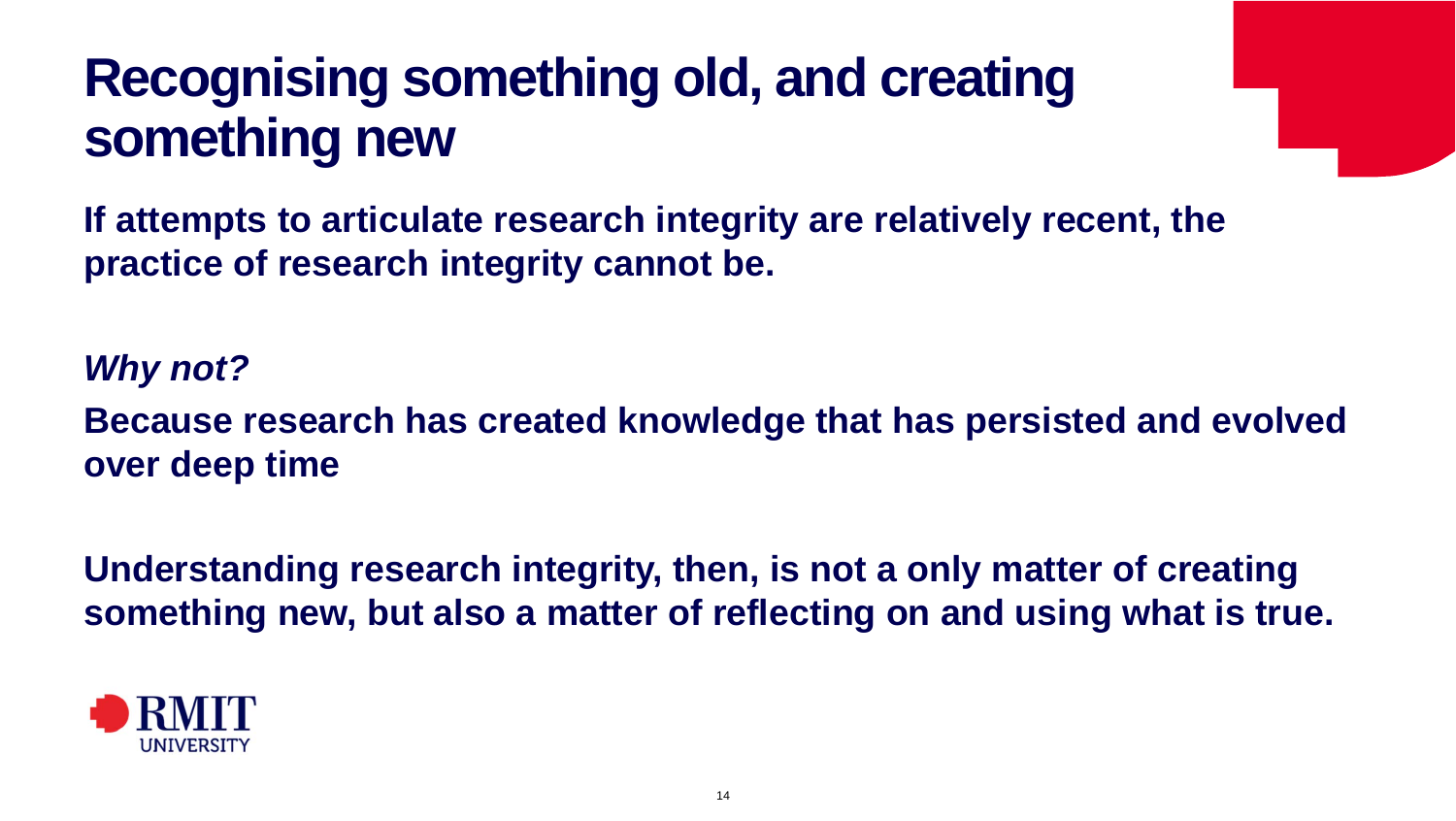# Recognising something old, and creating something new

**If attempts to articulate research integrity are relatively recent, the practice of research integrity cannot be.**

***Why not?***

**Because research has created knowledge that has persisted and evolved over deep time**

**Understanding research integrity, then, is not a only matter of creating something new, but also a matter of reflecting on and using what is true.**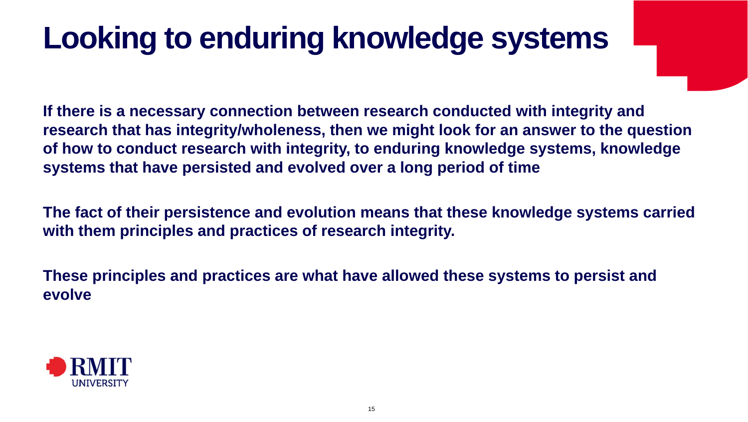# Looking to enduring knowledge systems

**If there is a necessary connection between research conducted with integrity and research that has integrity/wholeness, then we might look for an answer to the question of how to conduct research with integrity, to enduring knowledge systems, knowledge systems that have persisted and evolved over a long period of time**

**The fact of their persistence and evolution means that these knowledge systems carried with them principles and practices of research integrity.**

**These principles and practices are what have allowed these systems to persist and evolve**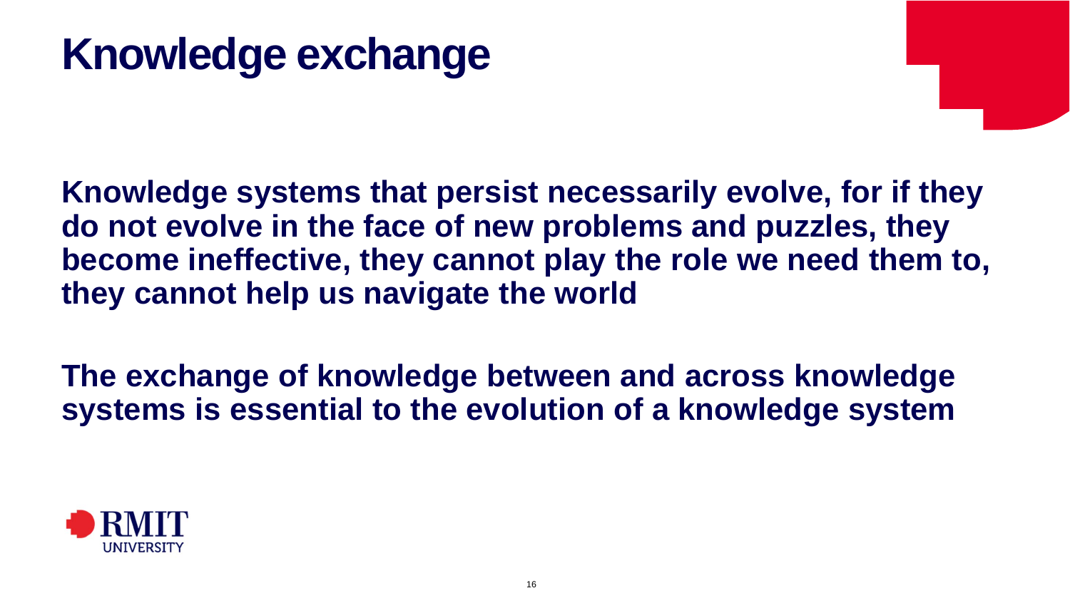# Knowledge exchange

**Knowledge systems that persist necessarily evolve, for if they do not evolve in the face of new problems and puzzles, they become ineffective, they cannot play the role we need them to, they cannot help us navigate the world**

**The exchange of knowledge between and across knowledge systems is essential to the evolution of a knowledge system**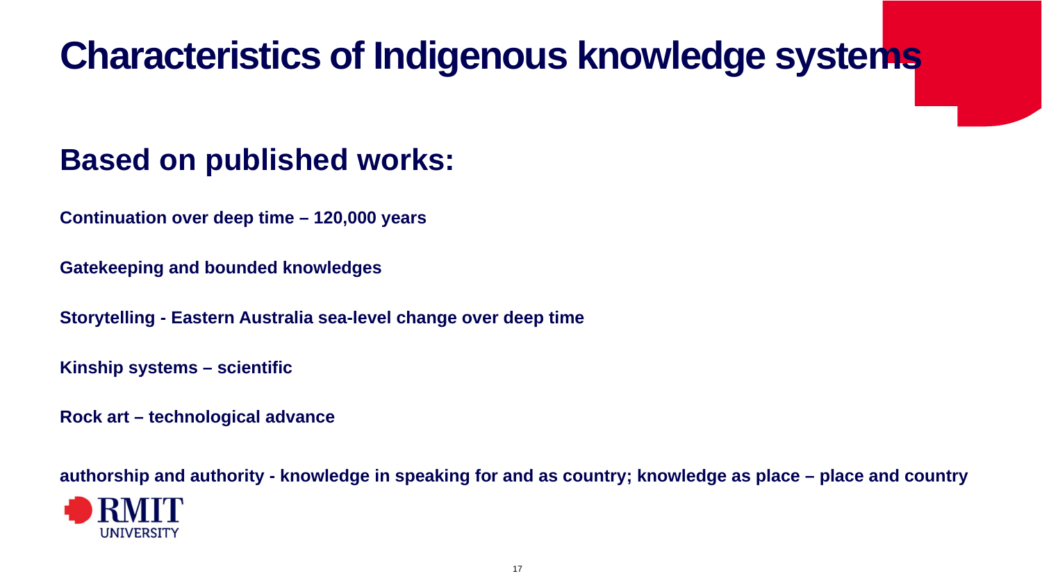# Characteristics of Indigenous knowledge systems

## Based on published works:

**Continuation over deep time – 120,000 years**

**Gatekeeping and bounded knowledges**

**Storytelling - Eastern Australia sea-level change over deep time**

**Kinship systems – scientific**

**Rock art – technological advance**

**authorship and authority - knowledge in speaking for and as country; knowledge as place – place and country**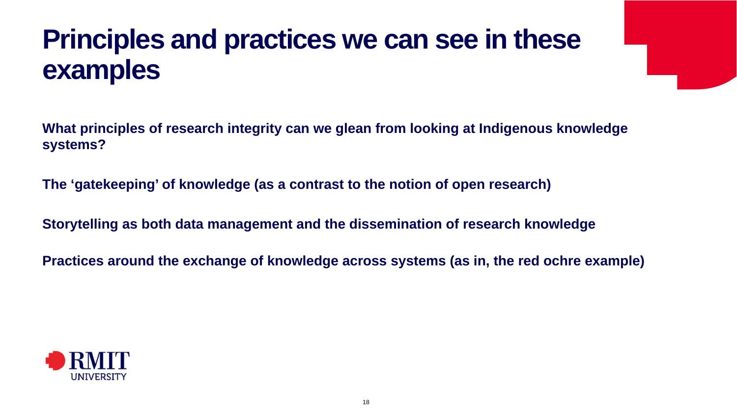# Principles and practices we can see in these examples

**What principles of research integrity can we glean from looking at Indigenous knowledge systems?**

**The 'gatekeeping' of knowledge (as a contrast to the notion of open research)**

**Storytelling as both data management and the dissemination of research knowledge**

**Practices around the exchange of knowledge across systems (as in, the red ochre example)**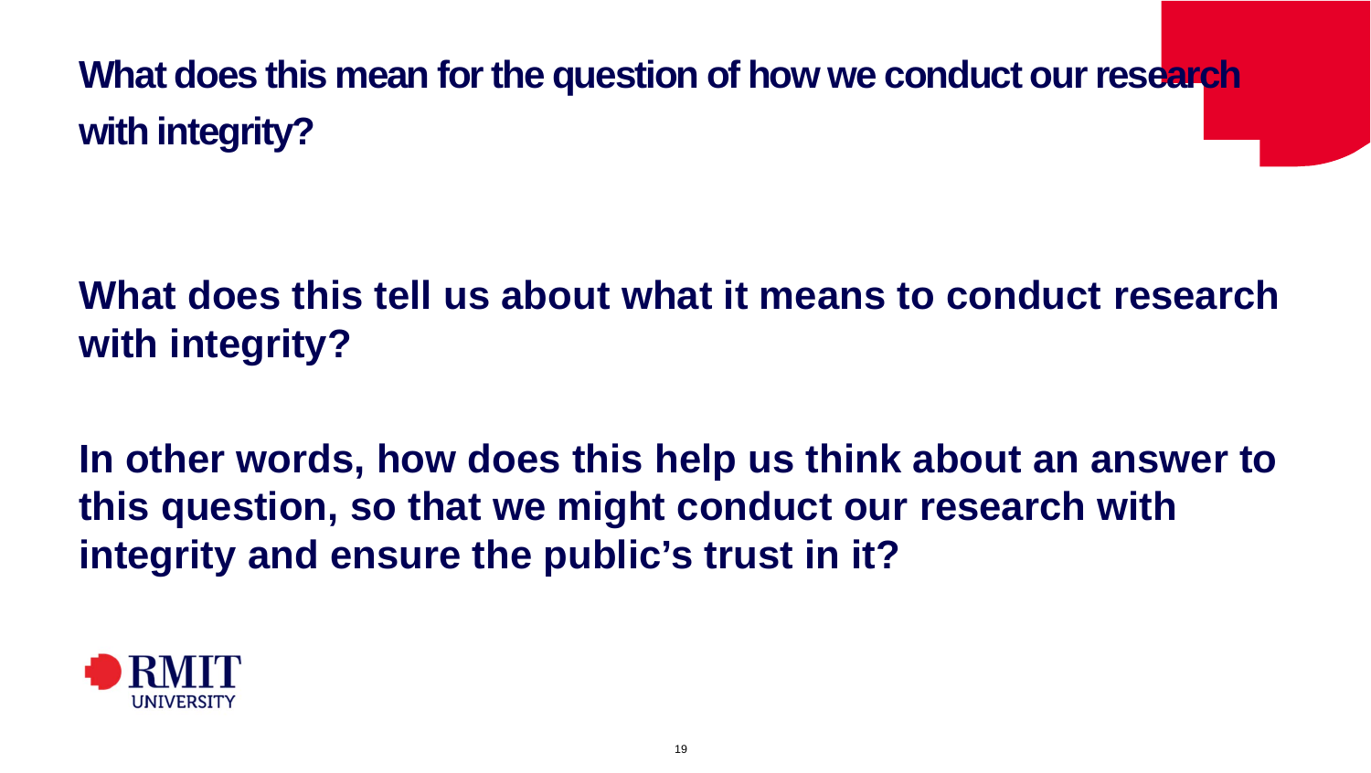# What does this mean for the question of how we conduct our research with integrity?

**What does this tell us about what it means to conduct research with integrity?**

**In other words, how does this help us think about an answer to this question, so that we might conduct our research with integrity and ensure the public's trust in it?**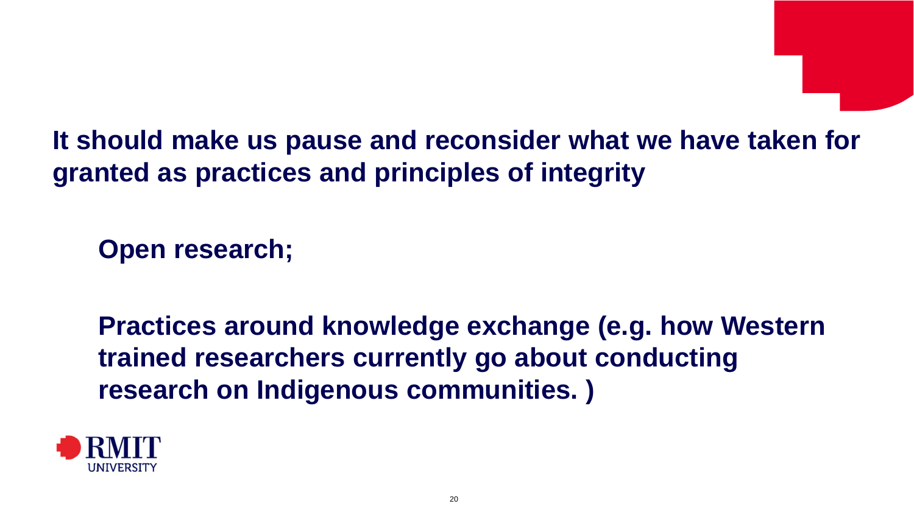**It should make us pause and reconsider what we have taken for granted as practices and principles of integrity**

- **Open research;**

- **Practices around knowledge exchange (e.g. how Western trained researchers currently go about conducting research on Indigenous communities. )**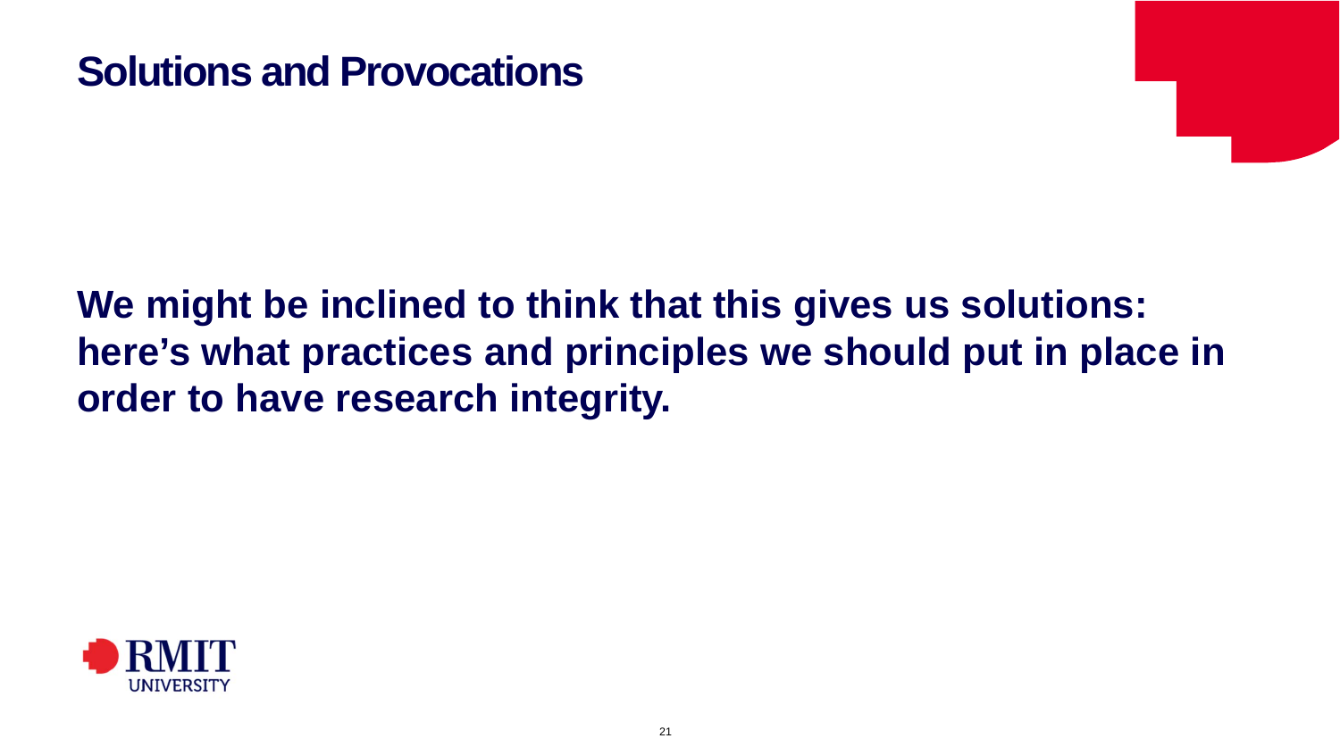# Solutions and Provocations

**We might be inclined to think that this gives us solutions: here's what practices and principles we should put in place in order to have research integrity.**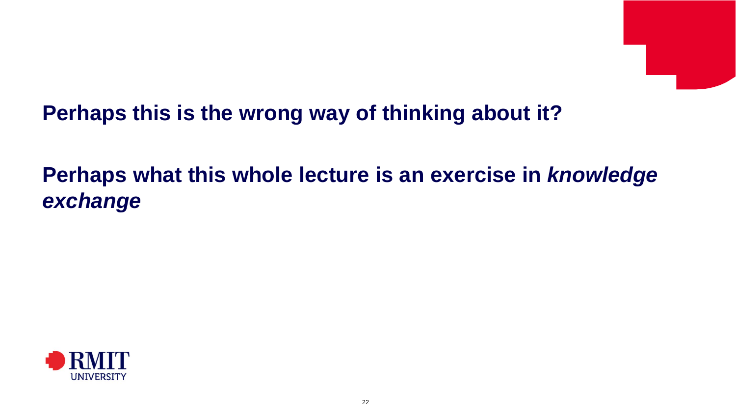**Perhaps this is the wrong way of thinking about it?**

**Perhaps what this whole lecture is an exercise in *knowledge exchange***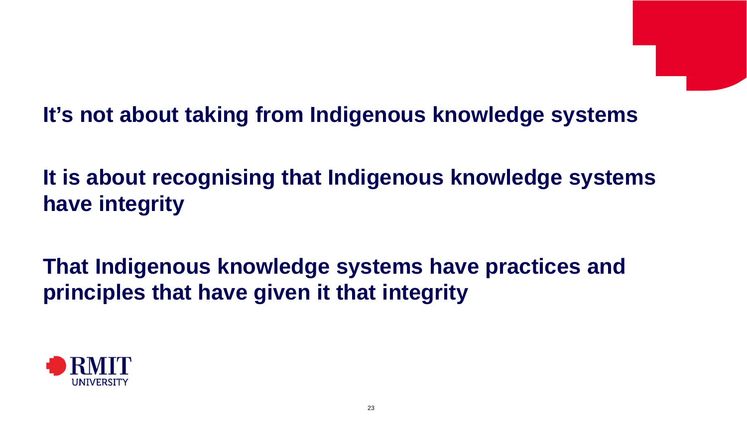**It’s not about taking from Indigenous knowledge systems**

**It is about recognising that Indigenous knowledge systems have integrity**

**That Indigenous knowledge systems have practices and principles that have given it that integrity**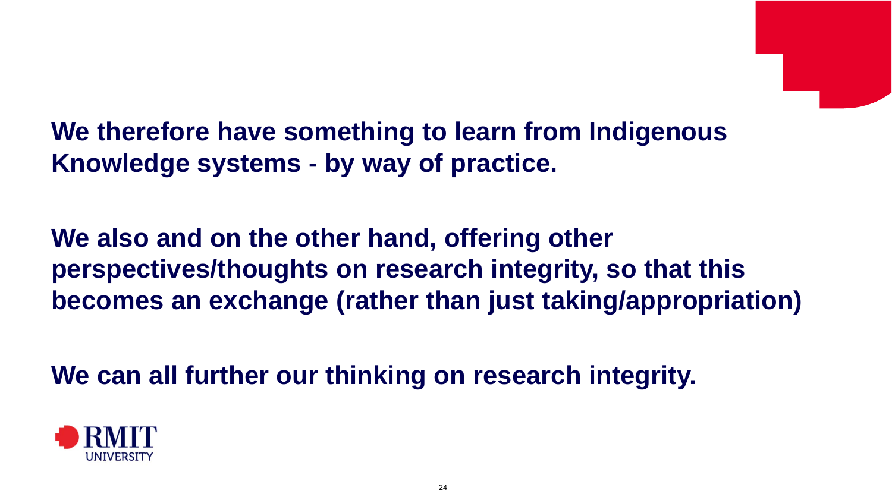**We therefore have something to learn from Indigenous Knowledge systems - by way of practice.**

**We also and on the other hand, offering other perspectives/thoughts on research integrity, so that this becomes an exchange (rather than just taking/appropriation)**

**We can all further our thinking on research integrity.**